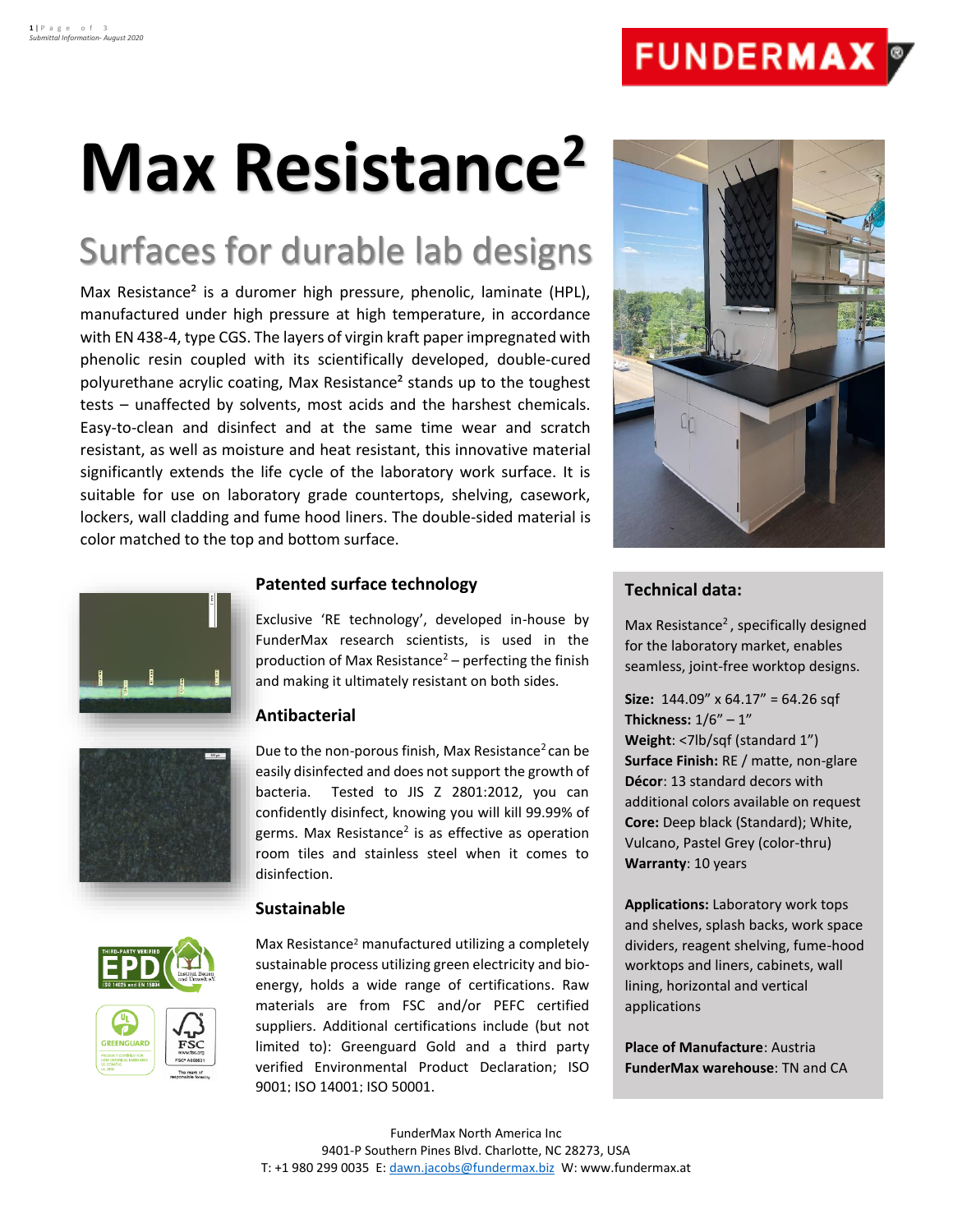# Max Resistance²

## Surfaces for durable lab designs

Max Resistance² is a duromer high pressure, phenolic, laminate (HPL), manufactured under high pressure at high temperature, in accordance with EN 438-4, type CGS. The layers of virgin kraft paper impregnated with phenolic resin coupled with its scientifically developed, double-cured polyurethane acrylic coating, Max Resistance² stands up to the toughest tests – unaffected by solvents, most acids and the harshest chemicals. Easy-to-clean and disinfect and at the same time wear and scratch resistant, as well as moisture and heat resistant, this innovative material significantly extends the life cycle of the laboratory work surface. It is suitable for use on laboratory grade countertops, shelving, casework, lockers, wall cladding and fume hood liners. The double-sided material is color matched to the top and bottom surface.

### Patented surface technology

Exclusive 'RE technology', developed in-house by FunderMax research scientists, is used in the production of Max Resistance² – perfecting the finish and making it ultimately resistant on both sides.

### Antibacterial

Due to the non-porous finish, Max Resistance² can be easily disinfected and does not support the growth of bacteria. Tested to JIS Z 2801:2012, you can confidently disinfect, knowing you will kill 99.99% of germs. Max Resistance² is as effective as operation room tiles and stainless steel when it comes to disinfection.

### Sustainable

Max Resistance² manufactured utilizing a completely sustainable process utilizing green electricity and bio-energy, holds a wide range of certifications. Raw materials are from FSC and/or PEFC certified suppliers. Additional certifications include (but not limited to): Greenguard Gold and a third party verified Environmental Product Declaration; ISO 9001; ISO 14001; ISO 50001.

### Technical data:

Max Resistance², specifically designed for the laboratory market, enables seamless, joint-free worktop designs.

**Size:** 144.09" x 64.17" = 64.26 sqf
**Thickness:** 1/6" – 1"
**Weight**: <7lb/sqf (standard 1")
**Surface Finish:** RE / matte, non-glare
**Décor**: 13 standard decors with additional colors available on request
**Core:** Deep black (Standard); White, Vulcano, Pastel Grey (color-thru)
**Warranty**: 10 years

**Applications:** Laboratory work tops and shelves, splash backs, work space dividers, reagent shelving, fume-hood worktops and liners, cabinets, wall lining, horizontal and vertical applications

**Place of Manufacture**: Austria
**FunderMax warehouse**: TN and CA

FunderMax North America Inc
9401-P Southern Pines Blvd. Charlotte, NC 28273, USA
T: +1 980 299 0035 E: dawn.jacobs@fundermax.biz W: www.fundermax.at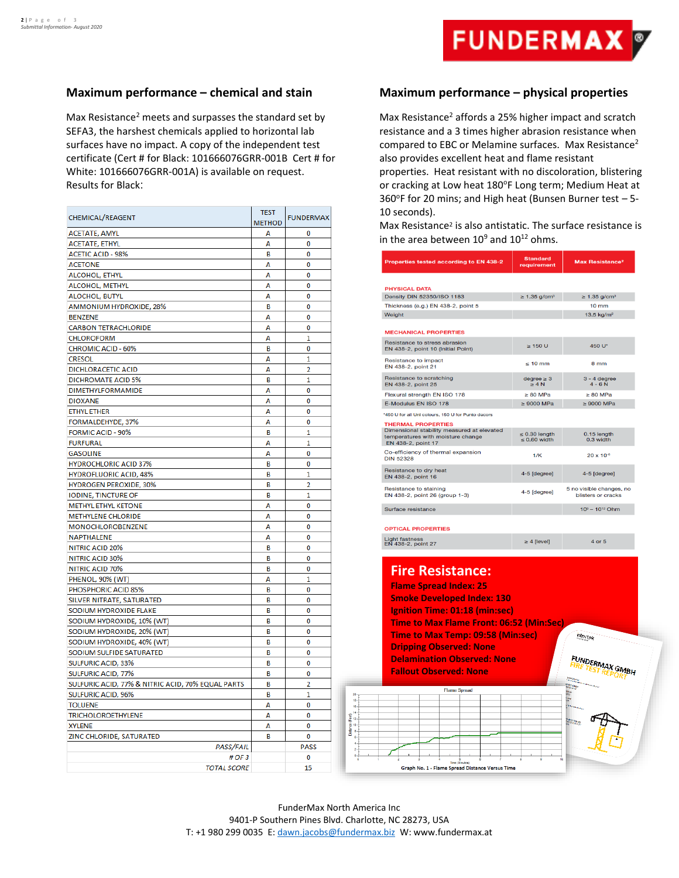## Maximum performance – chemical and stain

Max Resistance[2] meets and surpasses the standard set by SEFA3, the harshest chemicals applied to horizontal lab surfaces have no impact. A copy of the independent test certificate (Cert # for Black: 101666076GRR-001B Cert # for White: 101666076GRR-001A) is available on request. Results for Black:

| CHEMICAL/REAGENT | TEST METHOD | FUNDERMAX |
|---|---|---|
| ACETATE, AMYL | A | 0 |
| ACETATE, ETHYL | A | 0 |
| ACETIC ACID - 98% | B | 0 |
| ACETONE | A | 0 |
| ALCOHOL, ETHYL | A | 0 |
| ALCOHOL, METHYL | A | 0 |
| ALOCHOL, BUTYL | A | 0 |
| AMMONIUM HYDROXIDE, 28% | B | 0 |
| BENZENE | A | 0 |
| CARBON TETRACHLORIDE | A | 0 |
| CHLOROFORM | A | 1 |
| CHROMIC ACID - 60% | B | 0 |
| CRESOL | A | 1 |
| DICHLORACETIC ACID | A | 2 |
| DICHROMATE ACID 5% | B | 1 |
| DIMETHYLFORMAMIDE | A | 0 |
| DIOXANE | A | 0 |
| ETHYL ETHER | A | 0 |
| FORMALDEHYDE, 37% | A | 0 |
| FORMIC ACID - 90% | B | 1 |
| FURFURAL | A | 1 |
| GASOLINE | A | 0 |
| HYDROCHLORIC ACID 37% | B | 0 |
| HYDROFLUORIC ACID, 48% | B | 1 |
| HYDROGEN PEROXIDE, 30% | B | 2 |
| IODINE, TINCTURE OF | B | 1 |
| METHYL ETHYL KETONE | A | 0 |
| METHYLENE CHLORIDE | A | 0 |
| MONOCHLOROBENZENE | A | 0 |
| NAPTHALENE | A | 0 |
| NITRIC ACID 20% | B | 0 |
| NITRIC ACID 30% | B | 0 |
| NITRIC ACID 70% | B | 0 |
| PHENOL, 90% (WT) | A | 1 |
| PHOSPHORIC ACID 85% | B | 0 |
| SILVER NITRATE, SATURATED | B | 0 |
| SODIUM HYDROXIDE FLAKE | B | 0 |
| SODIUM HYDROXIDE, 10% (WT) | B | 0 |
| SODIUM HYDROXIDE, 20% (WT) | B | 0 |
| SODIUM HYDROXIDE, 40% (WT) | B | 0 |
| SODIUM SULFIDE SATURATED | B | 0 |
| SULFURIC ACID, 33% | B | 0 |
| SULFURIC ACID, 77% | B | 0 |
| SULFURIC ACID, 77% & NITRIC ACID, 70% EQUAL PARTS | B | 2 |
| SULFURIC ACID, 96% | B | 1 |
| TOLUENE | A | 0 |
| TRICHOLOROETHYLENE | A | 0 |
| XYLENE | A | 0 |
| ZINC CHLORIDE, SATURATED | B | 0 |
| PASS/FAIL | | PASS |
| # OF 3 | | 0 |
| TOTAL SCORE | | 15 |

## Maximum performance – physical properties

Max Resistance[2] affords a 25% higher impact and scratch resistance and a 3 times higher abrasion resistance when compared to EBC or Melamine surfaces. Max Resistance[2] also provides excellent heat and flame resistant properties. Heat resistant with no discoloration, blistering or cracking at Low heat 180°F Long term; Medium Heat at 360°F for 20 mins; and High heat (Bunsen Burner test – 5-10 seconds).

Max Resistance[2] is also antistatic. The surface resistance is in the area between $10^9$ and $10^{12}$ ohms.

| Properties tested according to EN 438-2 | Standard requirement | Max Resistance² |
|---|---|---|
| **PHYSICAL DATA** | | |
| Density DIN 52350/ISO 1183 | ≥ 1.35 g/cm³ | ≥ 1.35 g/cm³ |
| Thickness (e.g.) EN 438-2, point 5 | | 10 mm |
| Weight | | 13.5 kg/m² |
| **MECHANICAL PROPERTIES** | | |
| Resistance to stress abrasion EN 438-2, point 10 (Initial Point) | ≥ 150 U | 450 U* |
| Resistance to impact EN 438-2, point 21 | ≤ 10 mm | 8 mm |
| Resistance to scratching EN 438-2, point 25 | degree ≥ 3 ≥ 4 N | 3 - 4 degree 4 - 6 N |
| Flexural strength EN ISO 178 | ≥ 80 MPa | ≥ 80 MPa |
| E-Modulus EN ISO 178 | ≥ 9000 MPa | ≥ 9000 MPa |

*450 U for all Uni colours, 150 U for Punto decors

| Properties tested according to EN 438-2 | Standard requirement | Max Resistance² |
|---|---|---|
| **THERMAL PROPERTIES** | | |
| Dimensional stability measured at elevated temperatures with moisture change EN 438-2, point 17 | ≤ 0.30 length ≤ 0.60 width | 0.15 length 0.3 width |
| Co-efficiency of thermal expansion DIN 52328 | 1/K | $20 \times 10^{-6}$ |
| Resistance to dry heat EN 438-2, point 16 | 4-5 [degree] | 4-5 [degree] |
| Resistance to staining EN 438-2, point 26 (group 1-3) | 4-5 [degree] | 5 no visible changes, no blisters or cracks |
| Surface resistance | | $10^9$ – $10^{12}$ Ohm |
| **OPTICAL PROPERTIES** | | |
| Light fastness EN 438-2, point 27 | ≥ 4 [level] | 4 or 5 |

## Fire Resistance:

**Flame Spread Index: 25**
**Smoke Developed Index: 130**
**Ignition Time: 01:18 (min:sec)**
**Time to Max Flame Front: 06:52 (Min:Sec)**
**Time to Max Temp: 09:58 (Min:sec)**
**Dripping Observed: None**
**Delamination Observed: None**
**Fallout Observed: None**

Flame Spread

Graph No. 1 - Flame Spread Distance Versus Time

FUNDERMAX GMBH
FIRE TEST REPORT

FunderMax North America Inc
9401-P Southern Pines Blvd. Charlotte, NC 28273, USA
T: +1 980 299 0035 E: dawn.jacobs@fundermax.biz W: www.fundermax.at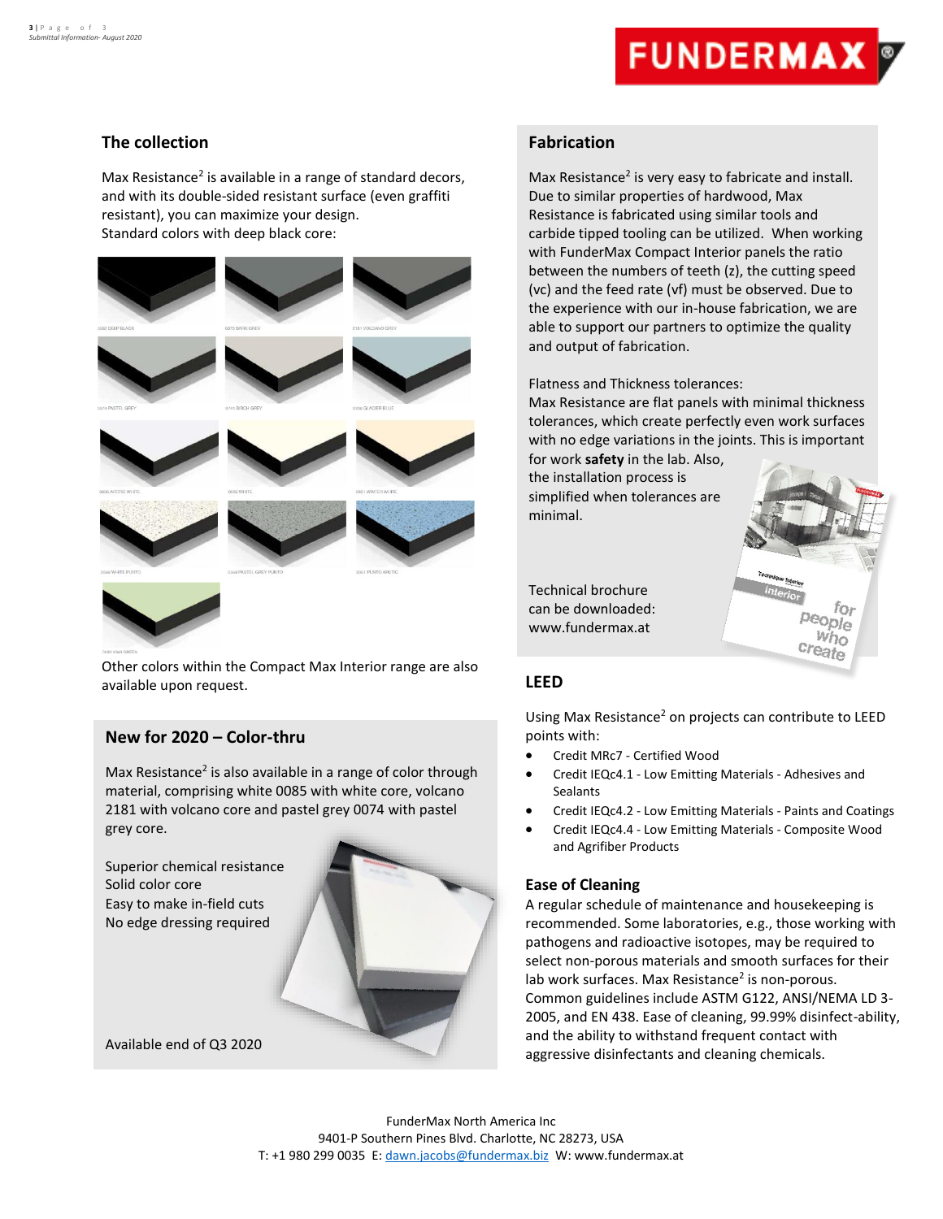## The collection

Max Resistance[2] is available in a range of standard decors, and with its double-sided resistant surface (even graffiti resistant), you can maximize your design.
Standard colors with deep black core:

0080 DEEP BLACK
0075 DARK GREY
2181 VOLCANO GREY
0074 PASTEL GREY
0721 BIRCH GREY
0306 GLACIER BLUE
0606 ARCTIC WHITE
0085 WHITE
0651 WINTER WHITE
0068 WHITE PUNTO
0068 PASTEL GREY PUNTO
0651 PUNTO ARCTIC
0690 KIWI GREEN

Other colors within the Compact Max Interior range are also available upon request.

## New for 2020 – Color-thru

Max Resistance[2] is also available in a range of color through material, comprising white 0085 with white core, volcano 2181 with volcano core and pastel grey 0074 with pastel grey core.

Superior chemical resistance
Solid color core
Easy to make in-field cuts
No edge dressing required

Available end of Q3 2020

## Fabrication

Max Resistance[2] is very easy to fabricate and install. Due to similar properties of hardwood, Max Resistance is fabricated using similar tools and carbide tipped tooling can be utilized. When working with FunderMax Compact Interior panels the ratio between the numbers of teeth (z), the cutting speed (vc) and the feed rate (vf) must be observed. Due to the experience with our in-house fabrication, we are able to support our partners to optimize the quality and output of fabrication.

Flatness and Thickness tolerances:
Max Resistance are flat panels with minimal thickness tolerances, which create perfectly even work surfaces with no edge variations in the joints. This is important for work **safety** in the lab. Also, the installation process is simplified when tolerances are minimal.

Technical brochure can be downloaded: www.fundermax.at

## LEED

Using Max Resistance[2] on projects can contribute to LEED points with:

- Credit MRc7 - Certified Wood
- Credit IEQc4.1 - Low Emitting Materials - Adhesives and Sealants
- Credit IEQc4.2 - Low Emitting Materials - Paints and Coatings
- Credit IEQc4.4 - Low Emitting Materials - Composite Wood and Agrifiber Products

## Ease of Cleaning

A regular schedule of maintenance and housekeeping is recommended. Some laboratories, e.g., those working with pathogens and radioactive isotopes, may be required to select non-porous materials and smooth surfaces for their lab work surfaces. Max Resistance[2] is non-porous. Common guidelines include ASTM G122, ANSI/NEMA LD 3-2005, and EN 438. Ease of cleaning, 99.99% disinfect-ability, and the ability to withstand frequent contact with aggressive disinfectants and cleaning chemicals.

FunderMax North America Inc
9401-P Southern Pines Blvd. Charlotte, NC 28273, USA
T: +1 980 299 0035 E: dawn.jacobs@fundermax.biz W: www.fundermax.at